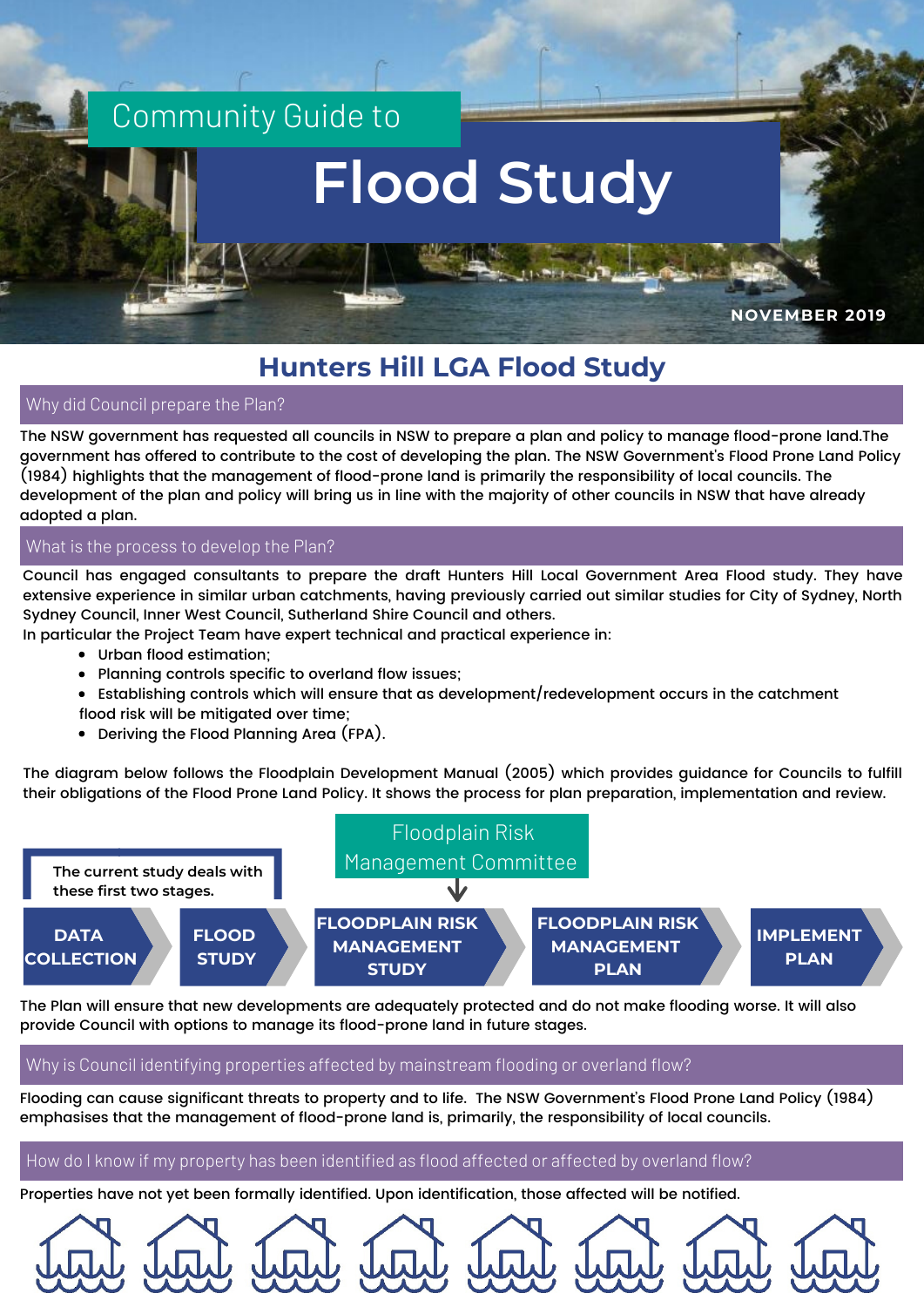# Community Guide to Flood Study

NOVEMBER 2019

## Hunters Hill LGA Flood Study

### Why did Council prepare the Plan?

The NSW government has requested all councils in NSW to prepare a plan and policy to manage flood-prone land.The government has offered to contribute to the cost of developing the plan. The NSW Government's Flood Prone Land Policy (1984) highlights that the management of flood-prone land is primarily the responsibility of local councils. The development of the plan and policy will bring us in line with the majority of other councils in NSW that have already adopted a plan.

### What is the process to develop the Plan?

Council has engaged consultants to prepare the draft Hunters Hill Local Government Area Flood study. They have extensive experience in similar urban catchments, having previously carried out similar studies for City of Sydney, North Sydney Council, Inner West Council, Sutherland Shire Council and others.
In particular the Project Team have expert technical and practical experience in:

- Urban flood estimation;
- Planning controls specific to overland flow issues;
- Establishing controls which will ensure that as development/redevelopment occurs in the catchment flood risk will be mitigated over time;
- Deriving the Flood Planning Area (FPA).

The diagram below follows the Floodplain Development Manual (2005) which provides guidance for Councils to fulfill their obligations of the Flood Prone Land Policy. It shows the process for plan preparation, implementation and review.

The current study deals with these first two stages.

Floodplain Risk Management Committee

DATA COLLECTION → FLOOD STUDY → FLOODPLAIN RISK MANAGEMENT STUDY → FLOODPLAIN RISK MANAGEMENT PLAN → IMPLEMENT PLAN

The Plan will ensure that new developments are adequately protected and do not make flooding worse. It will also provide Council with options to manage its flood-prone land in future stages.

### Why is Council identifying properties affected by mainstream flooding or overland flow?

Flooding can cause significant threats to property and to life. The NSW Government's Flood Prone Land Policy (1984) emphasises that the management of flood-prone land is, primarily, the responsibility of local councils.

### How do I know if my property has been identified as flood affected or affected by overland flow?

Properties have not yet been formally identified. Upon identification, those affected will be notified.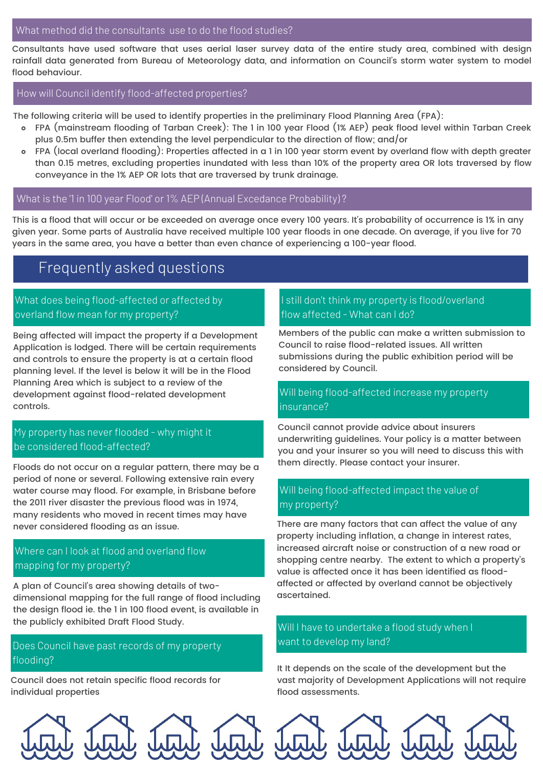### What method did the consultants use to do the flood studies?

Consultants have used software that uses aerial laser survey data of the entire study area, combined with design rainfall data generated from Bureau of Meteorology data, and information on Council's storm water system to model flood behaviour.

### How will Council identify flood-affected properties?

The following criteria will be used to identify properties in the preliminary Flood Planning Area (FPA):

- FPA (mainstream flooding of Tarban Creek): The 1 in 100 year Flood (1% AEP) peak flood level within Tarban Creek plus 0.5m buffer then extending the level perpendicular to the direction of flow; and/or
- FPA (local overland flooding): Properties affected in a 1 in 100 year storm event by overland flow with depth greater than 0.15 metres, excluding properties inundated with less than 10% of the property area OR lots traversed by flow conveyance in the 1% AEP OR lots that are traversed by trunk drainage.

### What is the '1 in 100 year Flood' or 1% AEP (Annual Excedance Probability)?

This is a flood that will occur or be exceeded on average once every 100 years. It's probability of occurrence is 1% in any given year. Some parts of Australia have received multiple 100 year floods in one decade. On average, if you live for 70 years in the same area, you have a better than even chance of experiencing a 100-year flood.

## Frequently asked questions

### What does being flood-affected or affected by overland flow mean for my property?

Being affected will impact the property if a Development Application is lodged. There will be certain requirements and controls to ensure the property is at a certain flood planning level. If the level is below it will be in the Flood Planning Area which is subject to a review of the development against flood-related development controls.

### My property has never flooded - why might it be considered flood-affected?

Floods do not occur on a regular pattern, there may be a period of none or several. Following extensive rain every water course may flood. For example, in Brisbane before the 2011 river disaster the previous flood was in 1974, many residents who moved in recent times may have never considered flooding as an issue.

### Where can I look at flood and overland flow mapping for my property?

A plan of Council's area showing details of two-dimensional mapping for the full range of flood including the design flood ie. the 1 in 100 flood event, is available in the publicly exhibited Draft Flood Study.

### Does Council have past records of my property flooding?

Council does not retain specific flood records for individual properties

### I still don't think my property is flood/overland flow affected - What can I do?

Members of the public can make a written submission to Council to raise flood-related issues. All written submissions during the public exhibition period will be considered by Council.

### Will being flood-affected increase my property insurance?

Council cannot provide advice about insurers underwriting guidelines. Your policy is a matter between you and your insurer so you will need to discuss this with them directly. Please contact your insurer.

### Will being flood-affected impact the value of my property?

There are many factors that can affect the value of any property including inflation, a change in interest rates, increased aircraft noise or construction of a new road or shopping centre nearby. The extent to which a property's value is affected once it has been identified as flood-affected or affected by overland cannot be objectively ascertained.

### Will I have to undertake a flood study when I want to develop my land?

It It depends on the scale of the development but the vast majority of Development Applications will not require flood assessments.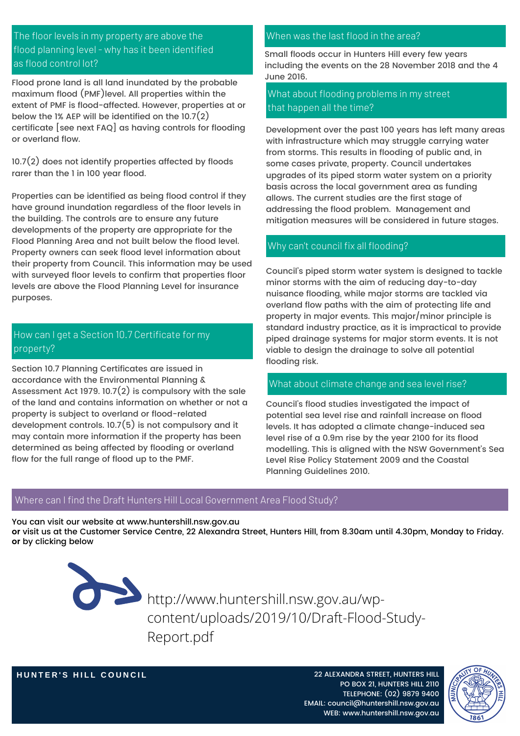## The floor levels in my property are above the flood planning level – why has it been identified as flood control lot?

Flood prone land is all land inundated by the probable maximum flood (PMF)level. All properties within the extent of PMF is flood-affected. However, properties at or below the 1% AEP will be identified on the 10.7(2) certificate [see next FAQ] as having controls for flooding or overland flow.

10.7(2) does not identify properties affected by floods rarer than the 1 in 100 year flood.

Properties can be identified as being flood control if they have ground inundation regardless of the floor levels in the building. The controls are to ensure any future developments of the property are appropriate for the Flood Planning Area and not built below the flood level. Property owners can seek flood level information about their property from Council. This information may be used with surveyed floor levels to confirm that properties floor levels are above the Flood Planning Level for insurance purposes.

## How can I get a Section 10.7 Certificate for my property?

Section 10.7 Planning Certificates are issued in accordance with the Environmental Planning & Assessment Act 1979. 10.7(2) is compulsory with the sale of the land and contains information on whether or not a property is subject to overland or flood-related development controls. 10.7(5) is not compulsory and it may contain more information if the property has been determined as being affected by flooding or overland flow for the full range of flood up to the PMF.

## When was the last flood in the area?

Small floods occur in Hunters Hill every few years including the events on the 28 November 2018 and the 4 June 2016.

## What about flooding problems in my street that happen all the time?

Development over the past 100 years has left many areas with infrastructure which may struggle carrying water from storms. This results in flooding of public and, in some cases private, property. Council undertakes upgrades of its piped storm water system on a priority basis across the local government area as funding allows. The current studies are the first stage of addressing the flood problem. Management and mitigation measures will be considered in future stages.

## Why can't council fix all flooding?

Council's piped storm water system is designed to tackle minor storms with the aim of reducing day-to-day nuisance flooding, while major storms are tackled via overland flow paths with the aim of protecting life and property in major events. This major/minor principle is standard industry practice, as it is impractical to provide piped drainage systems for major storm events. It is not viable to design the drainage to solve all potential flooding risk.

## What about climate change and sea level rise?

Council's flood studies investigated the impact of potential sea level rise and rainfall increase on flood levels. It has adopted a climate change-induced sea level rise of a 0.9m rise by the year 2100 for its flood modelling. This is aligned with the NSW Government's Sea Level Rise Policy Statement 2009 and the Coastal Planning Guidelines 2010.

## Where can I find the Draft Hunters Hill Local Government Area Flood Study?

**You can visit our website at www.huntershill.nsw.gov.au**
**or** visit us at the Customer Service Centre, 22 Alexandra Street, Hunters Hill, from 8.30am until 4.30pm, Monday to Friday.
**or** by clicking below

http://www.huntershill.nsw.gov.au/wp-content/uploads/2019/10/Draft-Flood-Study-Report.pdf

**HUNTER'S HILL COUNCIL**

22 ALEXANDRA STREET, HUNTERS HILL
PO BOX 21, HUNTERS HILL 2110
TELEPHONE: (02) 9879 9400
EMAIL: council@huntershill.nsw.gov.au
WEB: www.huntershill.nsw.gov.au